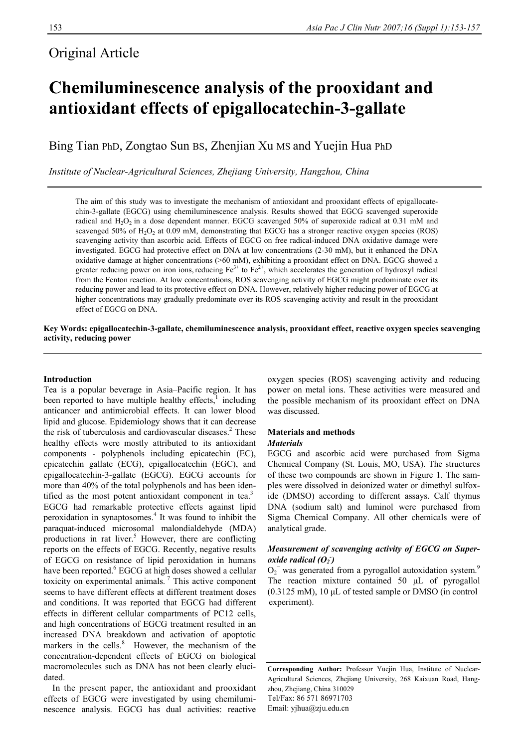Original Article

# Chemiluminescence analysis of the prooxidant and antioxidant effects of epigallocatechin-3-gallate

Bing Tian PhD, Zongtao Sun BS, Zhenjian Xu MS and Yuejin Hua PhD

*Institute of Nuclear-Agricultural Sciences, Zhejiang University, Hangzhou, China*

The aim of this study was to investigate the mechanism of antioxidant and prooxidant effects of epigallocatechin-3-gallate (EGCG) using chemiluminescence analysis. Results showed that EGCG scavenged superoxide radical and $H_2O_2$ in a dose dependent manner. EGCG scavenged 50% of superoxide radical at 0.31 mM and scavenged 50% of $H_2O_2$ at 0.09 mM, demonstrating that EGCG has a stronger reactive oxygen species (ROS) scavenging activity than ascorbic acid. Effects of EGCG on free radical-induced DNA oxidative damage were investigated. EGCG had protective effect on DNA at low concentrations (2-30 mM), but it enhanced the DNA oxidative damage at higher concentrations (>60 mM), exhibiting a prooxidant effect on DNA. EGCG showed a greater reducing power on iron ions, reducing $Fe^{3+}$ to $Fe^{2+}$, which accelerates the generation of hydroxyl radical from the Fenton reaction. At low concentrations, ROS scavenging activity of EGCG might predominate over its reducing power and lead to its protective effect on DNA. However, relatively higher reducing power of EGCG at higher concentrations may gradually predominate over its ROS scavenging activity and result in the prooxidant effect of EGCG on DNA.

**Key Words: epigallocatechin-3-gallate, chemiluminescence analysis, prooxidant effect, reactive oxygen species scavenging activity, reducing power**

## Introduction

Tea is a popular beverage in Asia–Pacific region. It has been reported to have multiple healthy effects,[1] including anticancer and antimicrobial effects. It can lower blood lipid and glucose. Epidemiology shows that it can decrease the risk of tuberculosis and cardiovascular diseases.[2] These healthy effects were mostly attributed to its antioxidant components - polyphenols including epicatechin (EC), epicatechin gallate (ECG), epigallocatechin (EGC), and epigallocatechin-3-gallate (EGCG). EGCG accounts for more than 40% of the total polyphenols and has been identified as the most potent antioxidant component in tea.[3] EGCG had remarkable protective effects against lipid peroxidation in synaptosomes.[4] It was found to inhibit the paraquat-induced microsomal malondialdehyde (MDA) productions in rat liver.[5] However, there are conflicting reports on the effects of EGCG. Recently, negative results of EGCG on resistance of lipid peroxidation in humans have been reported.[6] EGCG at high doses showed a cellular toxicity on experimental animals.[7] This active component seems to have different effects at different treatment doses and conditions. It was reported that EGCG had different effects in different cellular compartments of PC12 cells, and high concentrations of EGCG treatment resulted in an increased DNA breakdown and activation of apoptotic markers in the cells.[8] However, the mechanism of the concentration-dependent effects of EGCG on biological macromolecules such as DNA has not been clearly elucidated.

In the present paper, the antioxidant and prooxidant effects of EGCG were investigated by using chemiluminescence analysis. EGCG has dual activities: reactive oxygen species (ROS) scavenging activity and reducing power on metal ions. These activities were measured and the possible mechanism of its prooxidant effect on DNA was discussed.

## Materials and methods

### *Materials*

EGCG and ascorbic acid were purchased from Sigma Chemical Company (St. Louis, MO, USA). The structures of these two compounds are shown in Figure 1. The samples were dissolved in deionized water or dimethyl sulfoxide (DMSO) according to different assays. Calf thymus DNA (sodium salt) and luminol were purchased from Sigma Chemical Company. All other chemicals were of analytical grade.

### *Measurement of scavenging activity of EGCG on Superoxide radical ($O_2^-$)*

$O_2^-$ was generated from a pyrogallol autoxidation system.[9] The reaction mixture contained 50 μL of pyrogallol (0.3125 mM), 10 μL of tested sample or DMSO (in control experiment).

**Corresponding Author:** Professor Yuejin Hua, Institute of Nuclear-Agricultural Sciences, Zhejiang University, 268 Kaixuan Road, Hangzhou, Zhejiang, China 310029
Tel/Fax: 86 571 86971703
Email: yjhua@zju.edu.cn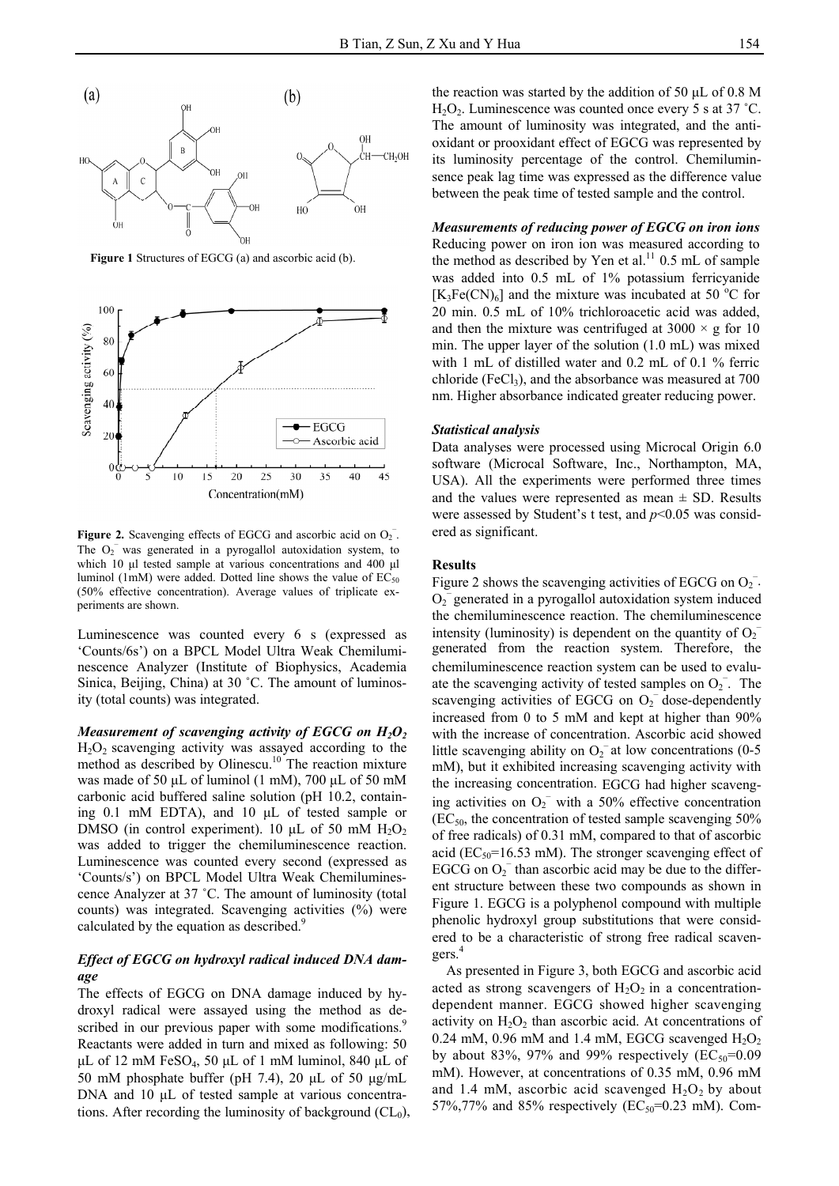**Figure 1** Structures of EGCG (a) and ascorbic acid (b).

**Figure 2.** Scavenging effects of EGCG and ascorbic acid on $O_2^-$. The $O_2^-$ was generated in a pyrogallol autoxidation system, to which 10 μl tested sample at various concentrations and 400 μl luminol (1mM) were added. Dotted line shows the value of $EC_{50}$ (50% effective concentration). Average values of triplicate experiments are shown.

Luminescence was counted every 6 s (expressed as 'Counts/6s') on a BPCL Model Ultra Weak Chemiluminescence Analyzer (Institute of Biophysics, Academia Sinica, Beijing, China) at 30 ˚C. The amount of luminosity (total counts) was integrated.

### *Measurement of scavenging activity of EGCG on $H_2O_2$*

$H_2O_2$ scavenging activity was assayed according to the method as described by Olinescu.[10] The reaction mixture was made of 50 μL of luminol (1 mM), 700 μL of 50 mM carbonic acid buffered saline solution (pH 10.2, containing 0.1 mM EDTA), and 10 μL of tested sample or DMSO (in control experiment). 10 μL of 50 mM $H_2O_2$ was added to trigger the chemiluminescence reaction. Luminescence was counted every second (expressed as 'Counts/s') on BPCL Model Ultra Weak Chemiluminescence Analyzer at 37 ˚C. The amount of luminosity (total counts) was integrated. Scavenging activities (%) were calculated by the equation as described.[9]

### *Effect of EGCG on hydroxyl radical induced DNA damage*

The effects of EGCG on DNA damage induced by hydroxyl radical were assayed using the method as described in our previous paper with some modifications.[9] Reactants were added in turn and mixed as following: 50 μL of 12 mM $FeSO_4$, 50 μL of 1 mM luminol, 840 μL of 50 mM phosphate buffer (pH 7.4), 20 μL of 50 μg/mL DNA and 10 μL of tested sample at various concentrations. After recording the luminosity of background ($CL_0$), the reaction was started by the addition of 50 μL of 0.8 M $H_2O_2$. Luminescence was counted once every 5 s at 37 ˚C. The amount of luminosity was integrated, and the antioxidant or prooxidant effect of EGCG was represented by its luminosity percentage of the control. Chemiluminescence peak lag time was expressed as the difference value between the peak time of tested sample and the control.

### *Measurements of reducing power of EGCG on iron ions*

Reducing power on iron ion was measured according to the method as described by Yen et al.[11] 0.5 mL of sample was added into 0.5 mL of 1% potassium ferricyanide $[K_3Fe(CN)_6]$ and the mixture was incubated at 50 °C for 20 min. 0.5 mL of 10% trichloroacetic acid was added, and then the mixture was centrifuged at 3000 × g for 10 min. The upper layer of the solution (1.0 mL) was mixed with 1 mL of distilled water and 0.2 mL of 0.1 % ferric chloride ($FeCl_3$), and the absorbance was measured at 700 nm. Higher absorbance indicated greater reducing power.

### *Statistical analysis*

Data analyses were processed using Microcal Origin 6.0 software (Microcal Software, Inc., Northampton, MA, USA). All the experiments were performed three times and the values were represented as mean ± SD. Results were assessed by Student's t test, and $p<0.05$ was considered as significant.

## Results

Figure 2 shows the scavenging activities of EGCG on $O_2^-$. $O_2^-$ generated in a pyrogallol autoxidation system induced the chemiluminescence reaction. The chemiluminescence intensity (luminosity) is dependent on the quantity of $O_2^-$ generated from the reaction system. Therefore, the chemiluminescence reaction system can be used to evaluate the scavenging activity of tested samples on $O_2^-$. The scavenging activities of EGCG on $O_2^-$ dose-dependently increased from 0 to 5 mM and kept at higher than 90% with the increase of concentration. Ascorbic acid showed little scavenging ability on $O_2^-$ at low concentrations (0-5 mM), but it exhibited increasing scavenging activity with the increasing concentration. EGCG had higher scavenging activities on $O_2^-$ with a 50% effective concentration ($EC_{50}$, the concentration of tested sample scavenging 50% of free radicals) of 0.31 mM, compared to that of ascorbic acid ($EC_{50}$=16.53 mM). The stronger scavenging effect of EGCG on $O_2^-$ than ascorbic acid may be due to the different structure between these two compounds as shown in Figure 1. EGCG is a polyphenol compound with multiple phenolic hydroxyl group substitutions that were considered to be a characteristic of strong free radical scavengers.[4]

As presented in Figure 3, both EGCG and ascorbic acid acted as strong scavengers of $H_2O_2$ in a concentration-dependent manner. EGCG showed higher scavenging activity on $H_2O_2$ than ascorbic acid. At concentrations of 0.24 mM, 0.96 mM and 1.4 mM, EGCG scavenged $H_2O_2$ by about 83%, 97% and 99% respectively ($EC_{50}$=0.09 mM). However, at concentrations of 0.35 mM, 0.96 mM and 1.4 mM, ascorbic acid scavenged $H_2O_2$ by about 57%,77% and 85% respectively ($EC_{50}$=0.23 mM). Com-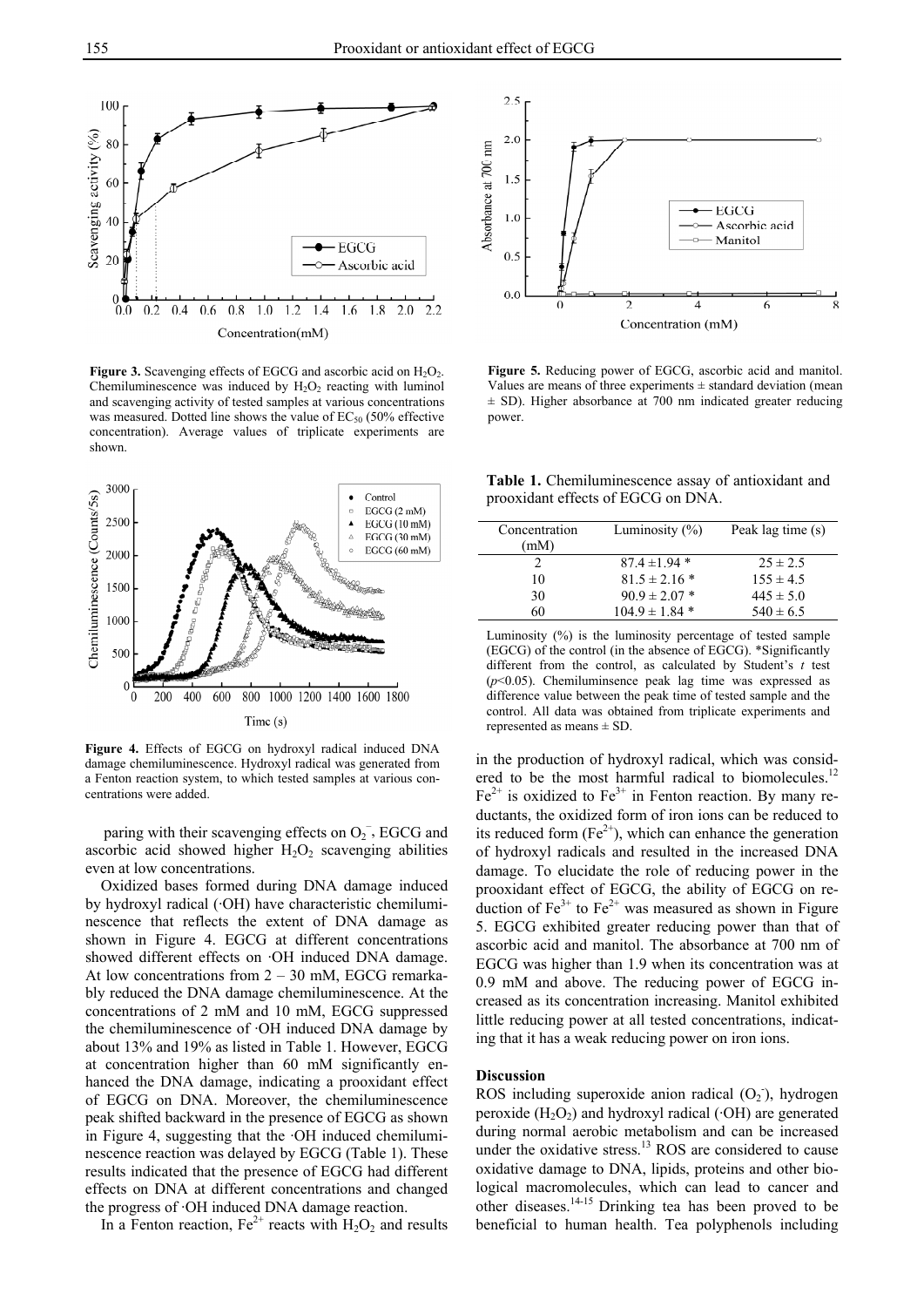**Figure 3.** Scavenging effects of EGCG and ascorbic acid on $H_2O_2$. Chemiluminescence was induced by $H_2O_2$ reacting with luminol and scavenging activity of tested samples at various concentrations was measured. Dotted line shows the value of $EC_{50}$ (50% effective concentration). Average values of triplicate experiments are shown.

**Figure 5.** Reducing power of EGCG, ascorbic acid and manitol. Values are means of three experiments ± standard deviation (mean ± SD). Higher absorbance at 700 nm indicated greater reducing power.

**Figure 4.** Effects of EGCG on hydroxyl radical induced DNA damage chemiluminescence. Hydroxyl radical was generated from a Fenton reaction system, to which tested samples at various concentrations were added.

**Table 1.** Chemiluminescence assay of antioxidant and prooxidant effects of EGCG on DNA.

| Concentration (mM) | Luminosity (%) | Peak lag time (s) |
|---|---|---|
| 2 | 87.4 ±1.94 * | 25 ± 2.5 |
| 10 | 81.5 ± 2.16 * | 155 ± 4.5 |
| 30 | 90.9 ± 2.07 * | 445 ± 5.0 |
| 60 | 104.9 ± 1.84 * | 540 ± 6.5 |

Luminosity (%) is the luminosity percentage of tested sample (EGCG) of the control (in the absence of EGCG). *Significantly different from the control, as calculated by Student's *t* test ($p$<0.05). Chemiluminsence peak lag time was expressed as difference value between the peak time of tested sample and the control. All data was obtained from triplicate experiments and represented as means ± SD.

paring with their scavenging effects on $O_2^-$, EGCG and ascorbic acid showed higher $H_2O_2$ scavenging abilities even at low concentrations.

Oxidized bases formed during DNA damage induced by hydroxyl radical (·OH) have characteristic chemiluminescence that reflects the extent of DNA damage as shown in Figure 4. EGCG at different concentrations showed different effects on ·OH induced DNA damage. At low concentrations from 2 – 30 mM, EGCG remarkably reduced the DNA damage chemiluminescence. At the concentrations of 2 mM and 10 mM, EGCG suppressed the chemiluminescence of ·OH induced DNA damage by about 13% and 19% as listed in Table 1. However, EGCG at concentration higher than 60 mM significantly enhanced the DNA damage, indicating a prooxidant effect of EGCG on DNA. Moreover, the chemiluminescence peak shifted backward in the presence of EGCG as shown in Figure 4, suggesting that the ·OH induced chemiluminescence reaction was delayed by EGCG (Table 1). These results indicated that the presence of EGCG had different effects on DNA at different concentrations and changed the progress of ·OH induced DNA damage reaction.

In a Fenton reaction, $Fe^{2+}$ reacts with $H_2O_2$ and results in the production of hydroxyl radical, which was considered to be the most harmful radical to biomolecules.[12] $Fe^{2+}$ is oxidized to $Fe^{3+}$ in Fenton reaction. By many reductants, the oxidized form of iron ions can be reduced to its reduced form ($Fe^{2+}$), which can enhance the generation of hydroxyl radicals and resulted in the increased DNA damage. To elucidate the role of reducing power in the prooxidant effect of EGCG, the ability of EGCG on reduction of $Fe^{3+}$ to $Fe^{2+}$ was measured as shown in Figure 5. EGCG exhibited greater reducing power than that of ascorbic acid and manitol. The absorbance at 700 nm of EGCG was higher than 1.9 when its concentration was at 0.9 mM and above. The reducing power of EGCG increased as its concentration increasing. Manitol exhibited little reducing power at all tested concentrations, indicating that it has a weak reducing power on iron ions.

## Discussion

ROS including superoxide anion radical ($O_2^-$), hydrogen peroxide ($H_2O_2$) and hydroxyl radical (·OH) are generated during normal aerobic metabolism and can be increased under the oxidative stress.[13] ROS are considered to cause oxidative damage to DNA, lipids, proteins and other biological macromolecules, which can lead to cancer and other diseases.[14-15] Drinking tea has been proved to be beneficial to human health. Tea polyphenols including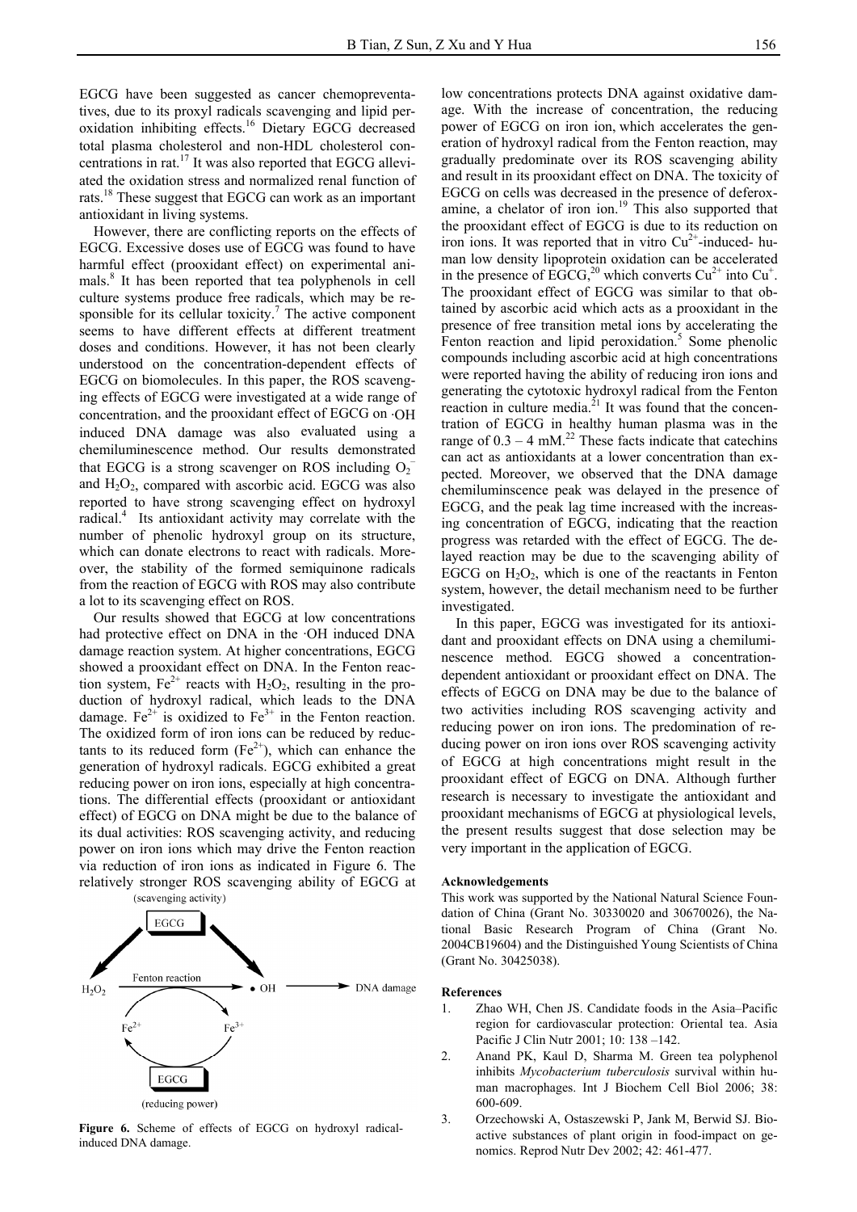EGCG have been suggested as cancer chemopreventatives, due to its proxyl radicals scavenging and lipid peroxidation inhibiting effects.[16] Dietary EGCG decreased total plasma cholesterol and non-HDL cholesterol concentrations in rat.[17] It was also reported that EGCG alleviated the oxidation stress and normalized renal function of rats.[18] These suggest that EGCG can work as an important antioxidant in living systems.

However, there are conflicting reports on the effects of EGCG. Excessive doses use of EGCG was found to have harmful effect (prooxidant effect) on experimental animals.[8] It has been reported that tea polyphenols in cell culture systems produce free radicals, which may be responsible for its cellular toxicity.[7] The active component seems to have different effects at different treatment doses and conditions. However, it has not been clearly understood on the concentration-dependent effects of EGCG on biomolecules. In this paper, the ROS scavenging effects of EGCG were investigated at a wide range of concentration, and the prooxidant effect of EGCG on ·OH induced DNA damage was also evaluated using a chemiluminescence method. Our results demonstrated that EGCG is a strong scavenger on ROS including $O_2^-$ and $H_2O_2$, compared with ascorbic acid. EGCG was also reported to have strong scavenging effect on hydroxyl radical.[4] Its antioxidant activity may correlate with the number of phenolic hydroxyl group on its structure, which can donate electrons to react with radicals. Moreover, the stability of the formed semiquinone radicals from the reaction of EGCG with ROS may also contribute a lot to its scavenging effect on ROS.

Our results showed that EGCG at low concentrations had protective effect on DNA in the ·OH induced DNA damage reaction system. At higher concentrations, EGCG showed a prooxidant effect on DNA. In the Fenton reaction system, $Fe^{2+}$ reacts with $H_2O_2$, resulting in the production of hydroxyl radical, which leads to the DNA damage. $Fe^{2+}$ is oxidized to $Fe^{3+}$ in the Fenton reaction. The oxidized form of iron ions can be reduced by reductants to its reduced form ($Fe^{2+}$), which can enhance the generation of hydroxyl radicals. EGCG exhibited a great reducing power on iron ions, especially at high concentrations. The differential effects (prooxidant or antioxidant effect) of EGCG on DNA might be due to the balance of its dual activities: ROS scavenging activity, and reducing power on iron ions which may drive the Fenton reaction via reduction of iron ions as indicated in Figure 6. The relatively stronger ROS scavenging ability of EGCG at low concentrations protects DNA against oxidative damage. With the increase of concentration, the reducing power of EGCG on iron ion, which accelerates the generation of hydroxyl radical from the Fenton reaction, may gradually predominate over its ROS scavenging ability and result in its prooxidant effect on DNA. The toxicity of EGCG on cells was decreased in the presence of deferoxamine, a chelator of iron ion.[19] This also supported that the prooxidant effect of EGCG is due to its reduction on iron ions. It was reported that in vitro $Cu^{2+}$-induced- human low density lipoprotein oxidation can be accelerated in the presence of EGCG,[20] which converts $Cu^{2+}$ into $Cu^{+}$. The prooxidant effect of EGCG was similar to that obtained by ascorbic acid which acts as a prooxidant in the presence of free transition metal ions by accelerating the Fenton reaction and lipid peroxidation.[5] Some phenolic compounds including ascorbic acid at high concentrations were reported having the ability of reducing iron ions and generating the cytotoxic hydroxyl radical from the Fenton reaction in culture media.[21] It was found that the concentration of EGCG in healthy human plasma was in the range of 0.3 – 4 mM.[22] These facts indicate that catechins can act as antioxidants at a lower concentration than expected. Moreover, we observed that the DNA damage chemiluminscence peak was delayed in the presence of EGCG, and the peak lag time increased with the increasing concentration of EGCG, indicating that the reaction progress was retarded with the effect of EGCG. The delayed reaction may be due to the scavenging ability of EGCG on $H_2O_2$, which is one of the reactants in Fenton system, however, the detail mechanism need to be further investigated.

(scavenging activity)

EGCG

$H_2O_2$ —Fenton reaction→ • OH → DNA damage

$Fe^{2+}$ ⇄ $Fe^{3+}$

EGCG

(reducing power)

**Figure 6.** Scheme of effects of EGCG on hydroxyl radical-induced DNA damage.

In this paper, EGCG was investigated for its antioxidant and prooxidant effects on DNA using a chemiluminescence method. EGCG showed a concentration-dependent antioxidant or prooxidant effect on DNA. The effects of EGCG on DNA may be due to the balance of two activities including ROS scavenging activity and reducing power on iron ions. The predomination of reducing power on iron ions over ROS scavenging activity of EGCG at high concentrations might result in the prooxidant effect of EGCG on DNA. Although further research is necessary to investigate the antioxidant and prooxidant mechanisms of EGCG at physiological levels, the present results suggest that dose selection may be very important in the application of EGCG.

#### Acknowledgements

This work was supported by the National Natural Science Foundation of China (Grant No. 30330020 and 30670026), the National Basic Research Program of China (Grant No. 2004CB19604) and the Distinguished Young Scientists of China (Grant No. 30425038).

#### References

1. Zhao WH, Chen JS. Candidate foods in the Asia–Pacific region for cardiovascular protection: Oriental tea. Asia Pacific J Clin Nutr 2001; 10: 138 –142.
2. Anand PK, Kaul D, Sharma M. Green tea polyphenol inhibits *Mycobacterium tuberculosis* survival within human macrophages. Int J Biochem Cell Biol 2006; 38: 600-609.
3. Orzechowski A, Ostaszewski P, Jank M, Berwid SJ. Bioactive substances of plant origin in food-impact on genomics. Reprod Nutr Dev 2002; 42: 461-477.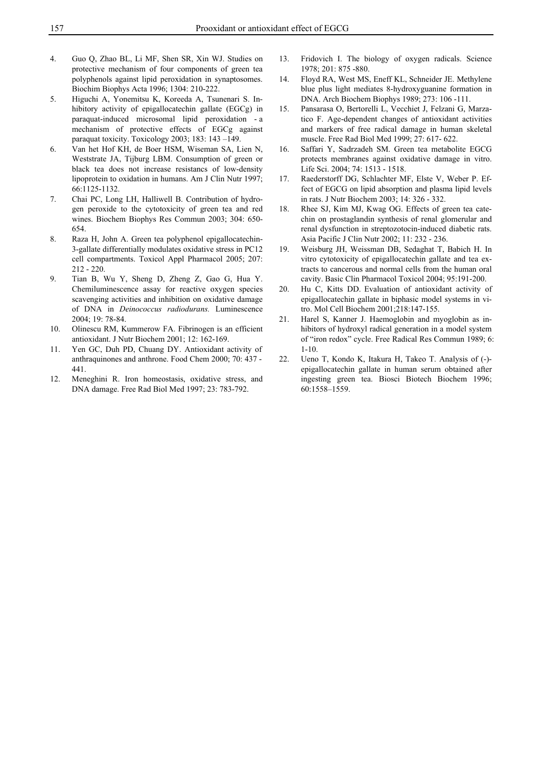4. Guo Q, Zhao BL, Li MF, Shen SR, Xin WJ. Studies on protective mechanism of four components of green tea polyphenols against lipid peroxidation in synaptosomes. Biochim Biophys Acta 1996; 1304: 210-222.
5. Higuchi A, Yonemitsu K, Koreeda A, Tsunenari S. Inhibitory activity of epigallocatechin gallate (EGCg) in paraquat-induced microsomal lipid peroxidation - a mechanism of protective effects of EGCg against paraquat toxicity. Toxicology 2003; 183: 143 –149.
6. Van het Hof KH, de Boer HSM, Wiseman SA, Lien N, Weststrate JA, Tijburg LBM. Consumption of green or black tea does not increase resistancs of low-density lipoprotein to oxidation in humans. Am J Clin Nutr 1997; 66:1125-1132.
7. Chai PC, Long LH, Halliwell B. Contribution of hydrogen peroxide to the cytotoxicity of green tea and red wines. Biochem Biophys Res Commun 2003; 304: 650-654.
8. Raza H, John A. Green tea polyphenol epigallocatechin-3-gallate differentially modulates oxidative stress in PC12 cell compartments. Toxicol Appl Pharmacol 2005; 207: 212 - 220.
9. Tian B, Wu Y, Sheng D, Zheng Z, Gao G, Hua Y. Chemiluminescence assay for reactive oxygen species scavenging activities and inhibition on oxidative damage of DNA in *Deinococcus radiodurans.* Luminescence 2004; 19: 78-84.
10. Olinescu RM, Kummerow FA. Fibrinogen is an efficient antioxidant. J Nutr Biochem 2001; 12: 162-169.
11. Yen GC, Duh PD, Chuang DY. Antioxidant activity of anthraquinones and anthrone. Food Chem 2000; 70: 437 - 441.
12. Meneghini R. Iron homeostasis, oxidative stress, and DNA damage. Free Rad Biol Med 1997; 23: 783-792.
13. Fridovich I. The biology of oxygen radicals. Science 1978; 201: 875 -880.
14. Floyd RA, West MS, Eneff KL, Schneider JE. Methylene blue plus light mediates 8-hydroxyguanine formation in DNA. Arch Biochem Biophys 1989; 273: 106 -111.
15. Pansarasa O, Bertorelli L, Vecchiet J, Felzani G, Marzatico F. Age-dependent changes of antioxidant activities and markers of free radical damage in human skeletal muscle. Free Rad Biol Med 1999; 27: 617- 622.
16. Saffari Y, Sadrzadeh SM. Green tea metabolite EGCG protects membranes against oxidative damage in vitro. Life Sci. 2004; 74: 1513 - 1518.
17. Raederstorff DG, Schlachter MF, Elste V, Weber P. Effect of EGCG on lipid absorption and plasma lipid levels in rats. J Nutr Biochem 2003; 14: 326 - 332.
18. Rhee SJ, Kim MJ, Kwag OG. Effects of green tea catechin on prostaglandin synthesis of renal glomerular and renal dysfunction in streptozotocin-induced diabetic rats. Asia Pacific J Clin Nutr 2002; 11: 232 - 236.
19. Weisburg JH, Weissman DB, Sedaghat T, Babich H. In vitro cytotoxicity of epigallocatechin gallate and tea extracts to cancerous and normal cells from the human oral cavity. Basic Clin Pharmacol Toxicol 2004; 95:191-200.
20. Hu C, Kitts DD. Evaluation of antioxidant activity of epigallocatechin gallate in biphasic model systems in vitro. Mol Cell Biochem 2001;218:147-155.
21. Harel S, Kanner J. Haemoglobin and myoglobin as inhibitors of hydroxyl radical generation in a model system of "iron redox" cycle. Free Radical Res Commun 1989; 6: 1-10.
22. Ueno T, Kondo K, Itakura H, Takeo T. Analysis of (-)-epigallocatechin gallate in human serum obtained after ingesting green tea. Biosci Biotech Biochem 1996; 60:1558–1559.